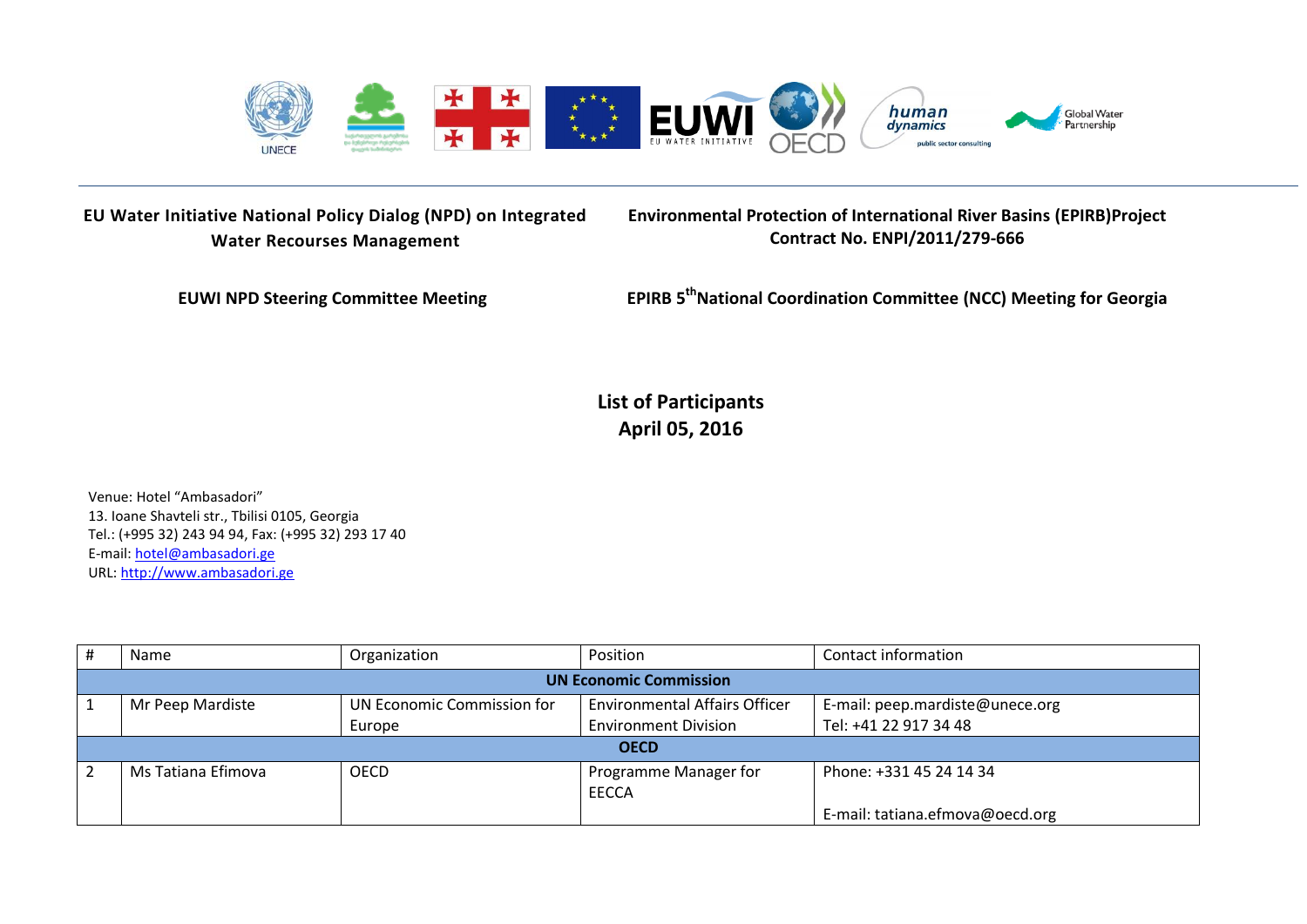**EU Water Initiative National Policy Dialog (NPD) on Integrated Water Recourses Management**

**Environmental Protection of International River Basins (EPIRB)Project Contract No. ENPI/2011/279-666**

**EUWI NPD Steering Committee Meeting**

**EPIRB 5th National Coordination Committee (NCC) Meeting for Georgia**

## List of Participants
## April 05, 2016

Venue: Hotel "Ambasadori"
13. Ioane Shavteli str., Tbilisi 0105, Georgia
Tel.: (+995 32) 243 94 94, Fax: (+995 32) 293 17 40
E-mail: hotel@ambasadori.ge
URL: http://www.ambasadori.ge

| # | Name | Organization | Position | Contact information |
|---|---|---|---|---|
| | | **UN Economic Commission** | | |
| 1 | Mr Peep Mardiste | UN Economic Commission for Europe | Environmental Affairs Officer Environment Division | E-mail: peep.mardiste@unece.org Tel: +41 22 917 34 48 |
| | | **OECD** | | |
| 2 | Ms Tatiana Efimova | OECD | Programme Manager for EECCA | Phone: +331 45 24 14 34 E-mail: tatiana.efmova@oecd.org |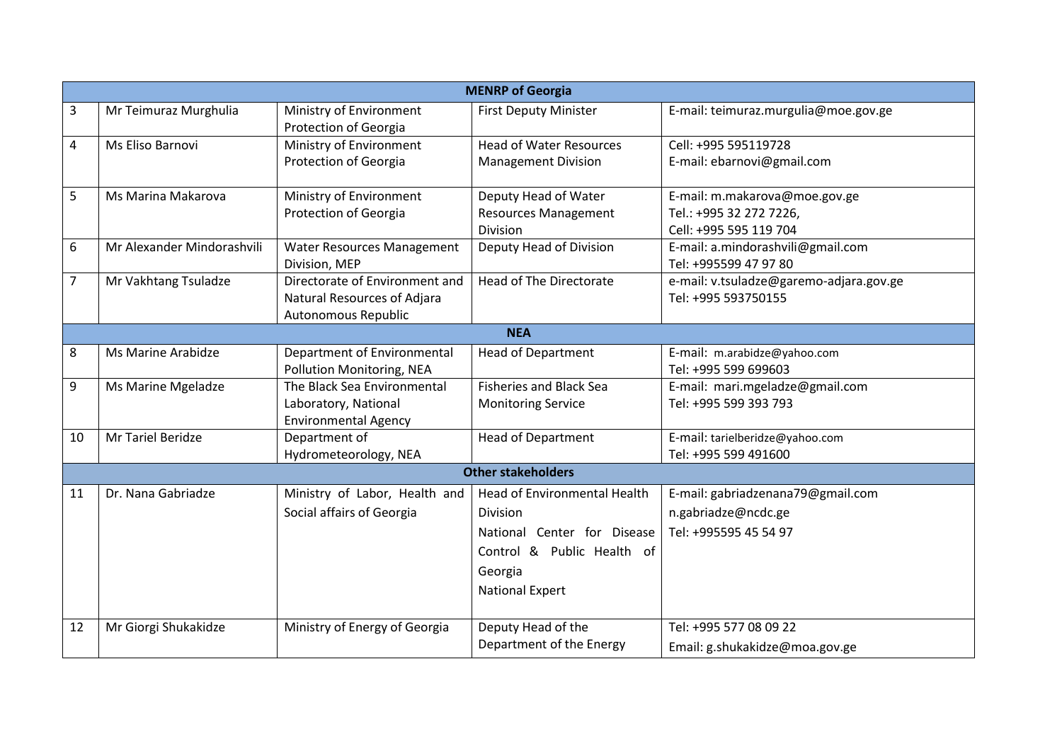| | | | | |
|---|---|---|---|---|
| **MENRP of Georgia** | | | | |
| 3 | Mr Teimuraz Murghulia | Ministry of Environment Protection of Georgia | First Deputy Minister | E-mail: teimuraz.murgulia@moe.gov.ge |
| 4 | Ms Eliso Barnovi | Ministry of Environment Protection of Georgia | Head of Water Resources Management Division | Cell: +995 595119728<br>E-mail: ebarnovi@gmail.com |
| 5 | Ms Marina Makarova | Ministry of Environment Protection of Georgia | Deputy Head of Water Resources Management Division | E-mail: m.makarova@moe.gov.ge<br>Tel.: +995 32 272 7226,<br>Cell: +995 595 119 704 |
| 6 | Mr Alexander Mindorashvili | Water Resources Management Division, MEP | Deputy Head of Division | E-mail: a.mindorashvili@gmail.com<br>Tel: +995599 47 97 80 |
| 7 | Mr Vakhtang Tsuladze | Directorate of Environment and Natural Resources of Adjara Autonomous Republic | Head of The Directorate | e-mail: v.tsuladze@garemo-adjara.gov.ge<br>Tel: +995 593750155 |
| **NEA** | | | | |
| 8 | Ms Marine Arabidze | Department of Environmental Pollution Monitoring, NEA | Head of Department | E-mail: m.arabidze@yahoo.com<br>Tel: +995 599 699603 |
| 9 | Ms Marine Mgeladze | The Black Sea Environmental Laboratory, National Environmental Agency | Fisheries and Black Sea Monitoring Service | E-mail: mari.mgeladze@gmail.com<br>Tel: +995 599 393 793 |
| 10 | Mr Tariel Beridze | Department of Hydrometeorology, NEA | Head of Department | E-mail: tarielberidze@yahoo.com<br>Tel: +995 599 491600 |
| **Other stakeholders** | | | | |
| 11 | Dr. Nana Gabriadze | Ministry of Labor, Health and Social affairs of Georgia | Head of Environmental Health Division<br>National Center for Disease Control & Public Health of Georgia<br>National Expert | E-mail: gabriadzenana79@gmail.com<br>n.gabriadze@ncdc.ge<br>Tel: +995595 45 54 97 |
| 12 | Mr Giorgi Shukakidze | Ministry of Energy of Georgia | Deputy Head of the Department of the Energy | Tel: +995 577 08 09 22<br>Email: g.shukakidze@moa.gov.ge |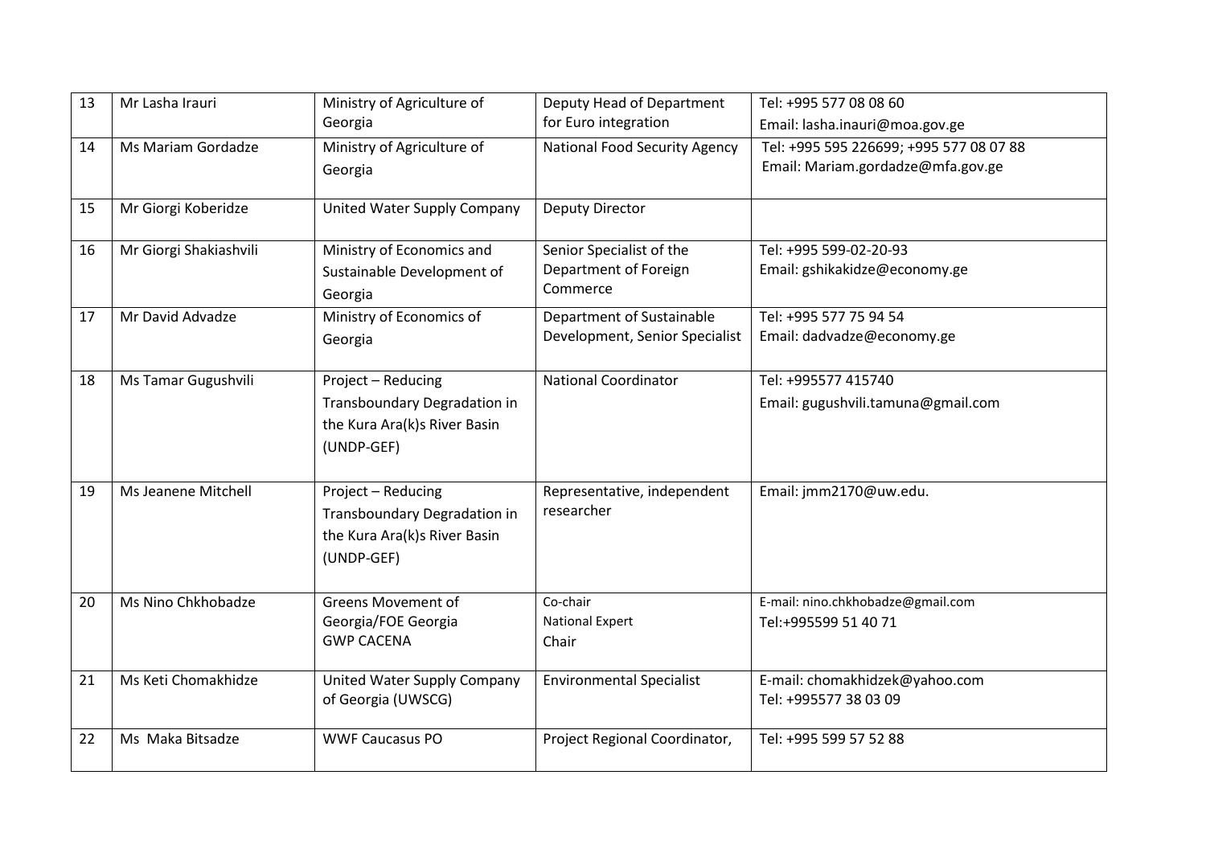| 13 | Mr Lasha Irauri | Ministry of Agriculture of Georgia | Deputy Head of Department for Euro integration | Tel: +995 577 08 08 60<br>Email: lasha.inauri@moa.gov.ge |
|---|---|---|---|---|
| 14 | Ms Mariam Gordadze | Ministry of Agriculture of Georgia | National Food Security Agency | Tel: +995 595 226699; +995 577 08 07 88<br>Email: Mariam.gordadze@mfa.gov.ge |
| 15 | Mr Giorgi Koberidze | United Water Supply Company | Deputy Director | |
| 16 | Mr Giorgi Shakiashvili | Ministry of Economics and Sustainable Development of Georgia | Senior Specialist of the Department of Foreign Commerce | Tel: +995 599-02-20-93<br>Email: gshikakidze@economy.ge |
| 17 | Mr David Advadze | Ministry of Economics of Georgia | Department of Sustainable Development, Senior Specialist | Tel: +995 577 75 94 54<br>Email: dadvadze@economy.ge |
| 18 | Ms Tamar Gugushvili | Project – Reducing Transboundary Degradation in the Kura Ara(k)s River Basin (UNDP-GEF) | National Coordinator | Tel: +995577 415740<br>Email: gugushvili.tamuna@gmail.com |
| 19 | Ms Jeanene Mitchell | Project – Reducing Transboundary Degradation in the Kura Ara(k)s River Basin (UNDP-GEF) | Representative, independent researcher | Email: jmm2170@uw.edu. |
| 20 | Ms Nino Chkhobadze | Greens Movement of Georgia/FOE Georgia<br>GWP CACENA | Co-chair<br>National Expert<br>Chair | E-mail: nino.chkhobadze@gmail.com<br>Tel:+995599 51 40 71 |
| 21 | Ms Keti Chomakhidze | United Water Supply Company of Georgia (UWSCG) | Environmental Specialist | E-mail: chomakhidzek@yahoo.com<br>Tel: +995577 38 03 09 |
| 22 | Ms Maka Bitsadze | WWF Caucasus PO | Project Regional Coordinator, | Tel: +995 599 57 52 88 |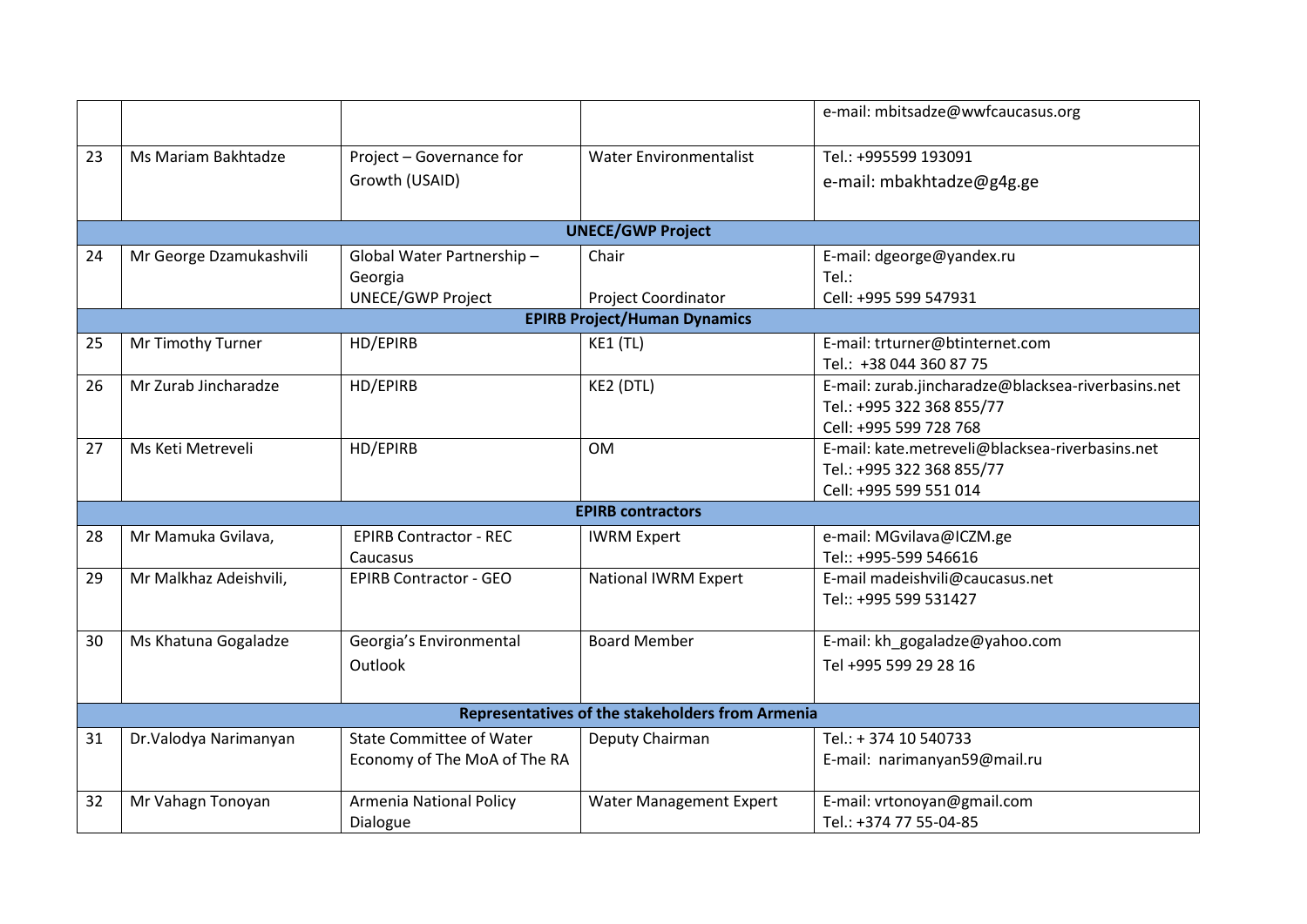| | | | | |
|---|---|---|---|---|
| | | | | e-mail: mbitsadze@wwfcaucasus.org |
| 23 | Ms Mariam Bakhtadze | Project – Governance for Growth (USAID) | Water Environmentalist | Tel.: +995599 193091<br>e-mail: mbakhtadze@g4g.ge |
| | | **UNECE/GWP Project** | | |
| 24 | Mr George Dzamukashvili | Global Water Partnership – Georgia<br>UNECE/GWP Project | Chair<br><br>Project Coordinator | E-mail: dgeorge@yandex.ru<br>Tel.:<br>Cell: +995 599 547931 |
| | | **EPIRB Project/Human Dynamics** | | |
| 25 | Mr Timothy Turner | HD/EPIRB | KE1 (TL) | E-mail: trturner@btinternet.com<br>Tel.: +38 044 360 87 75 |
| 26 | Mr Zurab Jincharadze | HD/EPIRB | KE2 (DTL) | E-mail: zurab.jincharadze@blacksea-riverbasins.net<br>Tel.: +995 322 368 855/77<br>Cell: +995 599 728 768 |
| 27 | Ms Keti Metreveli | HD/EPIRB | OM | E-mail: kate.metreveli@blacksea-riverbasins.net<br>Tel.: +995 322 368 855/77<br>Cell: +995 599 551 014 |
| | | **EPIRB contractors** | | |
| 28 | Mr Mamuka Gvilava, | EPIRB Contractor - REC Caucasus | IWRM Expert | e-mail: MGvilava@ICZM.ge<br>Tel:: +995-599 546616 |
| 29 | Mr Malkhaz Adeishvili, | EPIRB Contractor - GEO | National IWRM Expert | E-mail madeishvili@caucasus.net<br>Tel:: +995 599 531427 |
| 30 | Ms Khatuna Gogaladze | Georgia's Environmental Outlook | Board Member | E-mail: kh_gogaladze@yahoo.com<br>Tel +995 599 29 28 16 |
| | | **Representatives of the stakeholders from Armenia** | | |
| 31 | Dr.Valodya Narimanyan | State Committee of Water Economy of The MoA of The RA | Deputy Chairman | Tel.: + 374 10 540733<br>E-mail: narimanyan59@mail.ru |
| 32 | Mr Vahagn Tonoyan | Armenia National Policy Dialogue | Water Management Expert | E-mail: vrtonoyan@gmail.com<br>Tel.: +374 77 55-04-85 |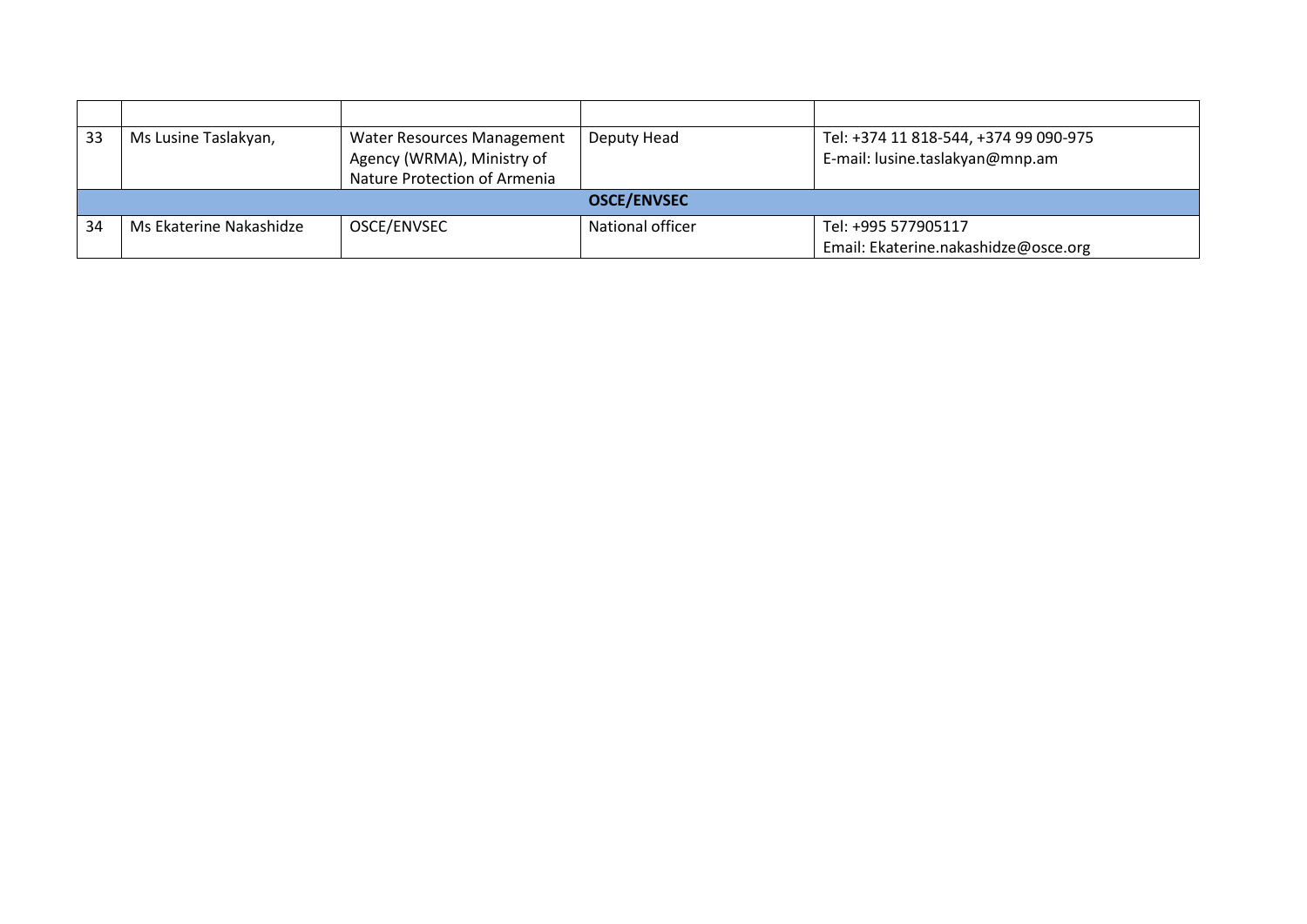| | | | | |
|---|---|---|---|---|
| 33 | Ms Lusine Taslakyan, | Water Resources Management Agency (WRMA), Ministry of Nature Protection of Armenia | Deputy Head | Tel: +374 11 818-544, +374 99 090-975<br>E-mail: lusine.taslakyan@mnp.am |
| | | **OSCE/ENVSEC** | | |
| 34 | Ms Ekaterine Nakashidze | OSCE/ENVSEC | National officer | Tel: +995 577905117<br>Email: Ekaterine.nakashidze@osce.org |